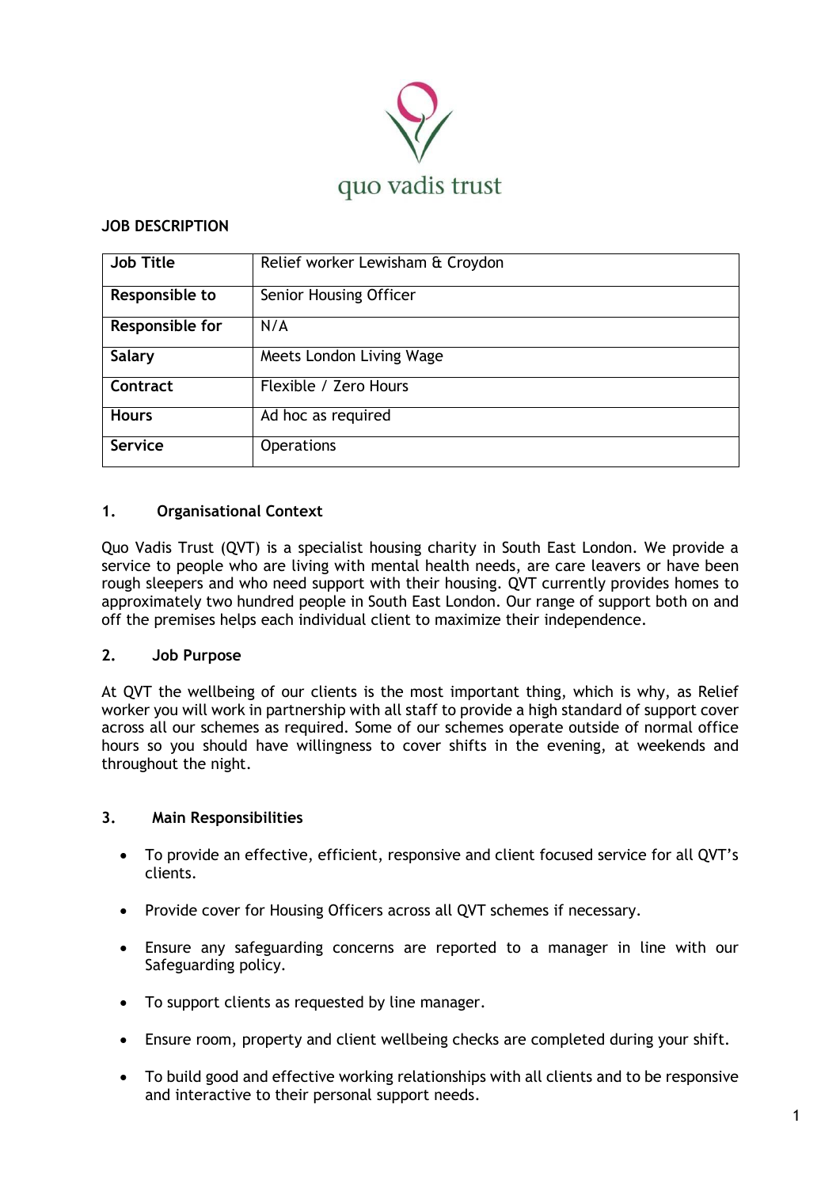quo vadis trust

**JOB DESCRIPTION**

| | |
|---|---|
| **Job Title** | Relief worker Lewisham & Croydon |
| **Responsible to** | Senior Housing Officer |
| **Responsible for** | N/A |
| **Salary** | Meets London Living Wage |
| **Contract** | Flexible / Zero Hours |
| **Hours** | Ad hoc as required |
| **Service** | Operations |

## 1. Organisational Context

Quo Vadis Trust (QVT) is a specialist housing charity in South East London. We provide a service to people who are living with mental health needs, are care leavers or have been rough sleepers and who need support with their housing. QVT currently provides homes to approximately two hundred people in South East London. Our range of support both on and off the premises helps each individual client to maximize their independence.

## 2. Job Purpose

At QVT the wellbeing of our clients is the most important thing, which is why, as Relief worker you will work in partnership with all staff to provide a high standard of support cover across all our schemes as required. Some of our schemes operate outside of normal office hours so you should have willingness to cover shifts in the evening, at weekends and throughout the night.

## 3. Main Responsibilities

- To provide an effective, efficient, responsive and client focused service for all QVT's clients.
- Provide cover for Housing Officers across all QVT schemes if necessary.
- Ensure any safeguarding concerns are reported to a manager in line with our Safeguarding policy.
- To support clients as requested by line manager.
- Ensure room, property and client wellbeing checks are completed during your shift.
- To build good and effective working relationships with all clients and to be responsive and interactive to their personal support needs.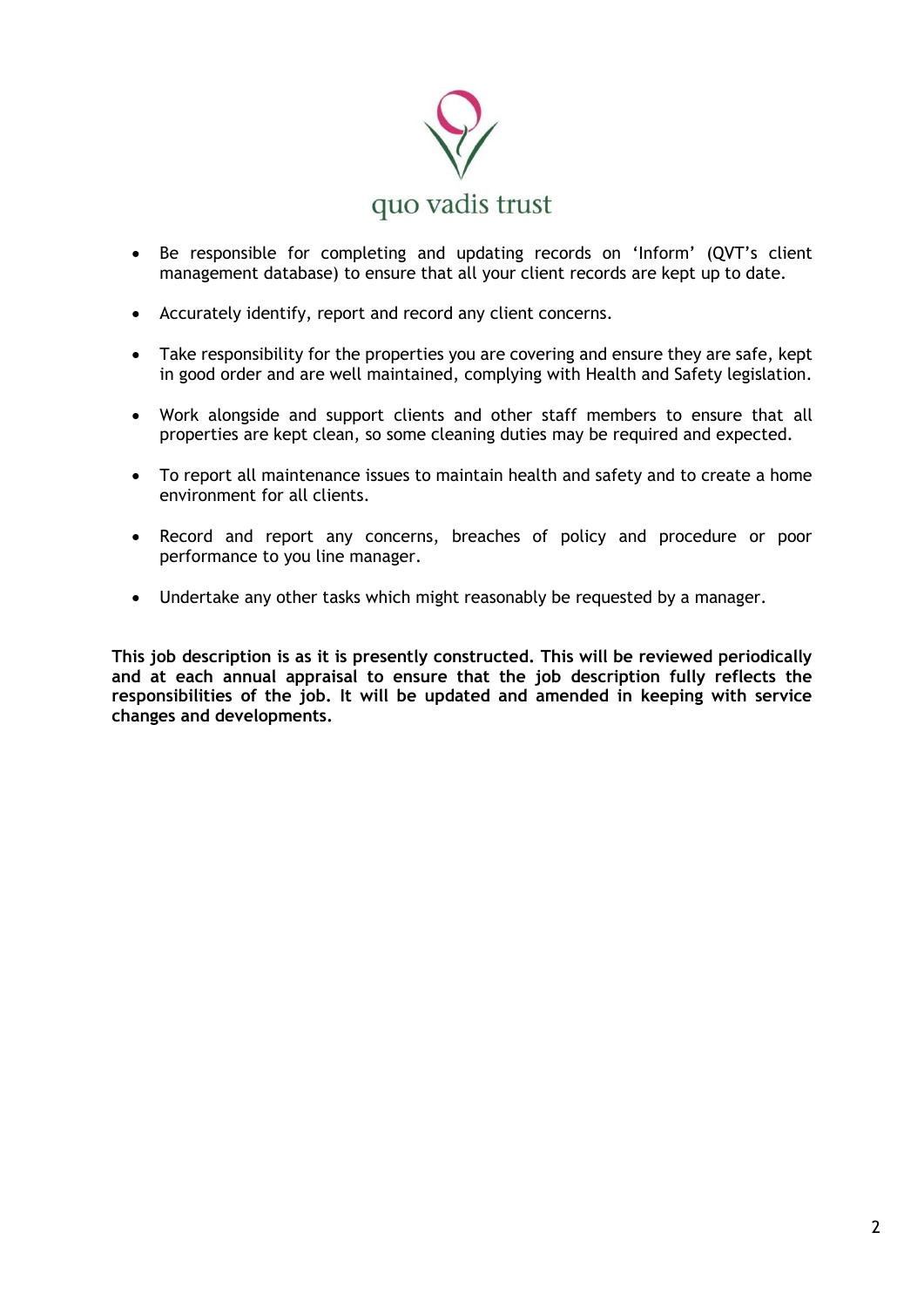quo vadis trust

- Be responsible for completing and updating records on 'Inform' (QVT's client management database) to ensure that all your client records are kept up to date.

- Accurately identify, report and record any client concerns.

- Take responsibility for the properties you are covering and ensure they are safe, kept in good order and are well maintained, complying with Health and Safety legislation.

- Work alongside and support clients and other staff members to ensure that all properties are kept clean, so some cleaning duties may be required and expected.

- To report all maintenance issues to maintain health and safety and to create a home environment for all clients.

- Record and report any concerns, breaches of policy and procedure or poor performance to you line manager.

- Undertake any other tasks which might reasonably be requested by a manager.

**This job description is as it is presently constructed. This will be reviewed periodically and at each annual appraisal to ensure that the job description fully reflects the responsibilities of the job. It will be updated and amended in keeping with service changes and developments.**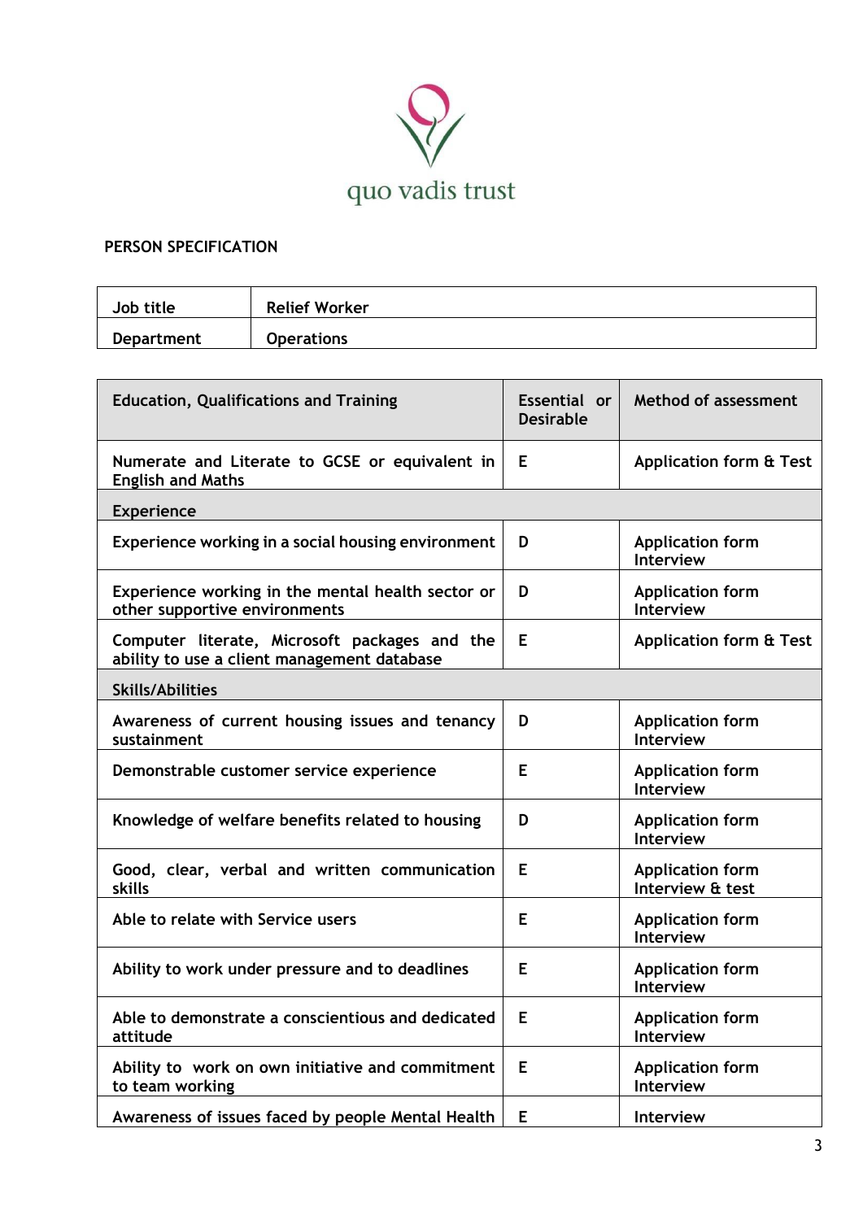quo vadis trust

**PERSON SPECIFICATION**

| | |
|---|---|
| Job title | Relief Worker |
| Department | Operations |

| Education, Qualifications and Training | Essential or Desirable | Method of assessment |
|---|---|---|
| Numerate and Literate to GCSE or equivalent in English and Maths | E | Application form & Test |
| **Experience** | | |
| Experience working in a social housing environment | D | Application form Interview |
| Experience working in the mental health sector or other supportive environments | D | Application form Interview |
| Computer literate, Microsoft packages and the ability to use a client management database | E | Application form & Test |
| **Skills/Abilities** | | |
| Awareness of current housing issues and tenancy sustainment | D | Application form Interview |
| Demonstrable customer service experience | E | Application form Interview |
| Knowledge of welfare benefits related to housing | D | Application form Interview |
| Good, clear, verbal and written communication skills | E | Application form Interview & test |
| Able to relate with Service users | E | Application form Interview |
| Ability to work under pressure and to deadlines | E | Application form Interview |
| Able to demonstrate a conscientious and dedicated attitude | E | Application form Interview |
| Ability to work on own initiative and commitment to team working | E | Application form Interview |
| Awareness of issues faced by people Mental Health | E | Interview |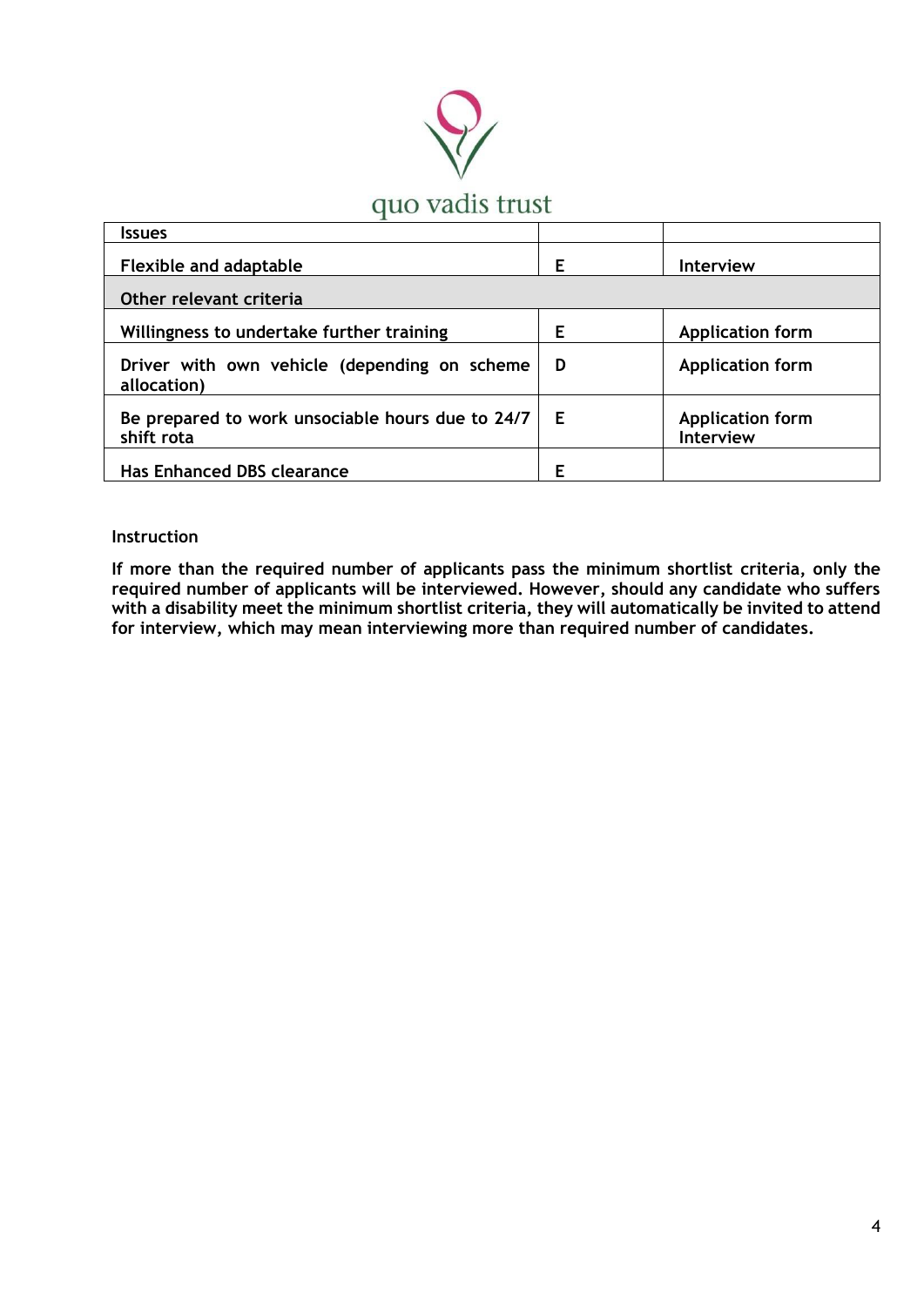quo vadis trust

| | | |
|---|---|---|
| Issues | | |
| Flexible and adaptable | E | Interview |
| Other relevant criteria | | |
| Willingness to undertake further training | E | Application form |
| Driver with own vehicle (depending on scheme allocation) | D | Application form |
| Be prepared to work unsociable hours due to 24/7 shift rota | E | Application form<br>Interview |
| Has Enhanced DBS clearance | E | |

**Instruction**

**If more than the required number of applicants pass the minimum shortlist criteria, only the required number of applicants will be interviewed. However, should any candidate who suffers with a disability meet the minimum shortlist criteria, they will automatically be invited to attend for interview, which may mean interviewing more than required number of candidates.**